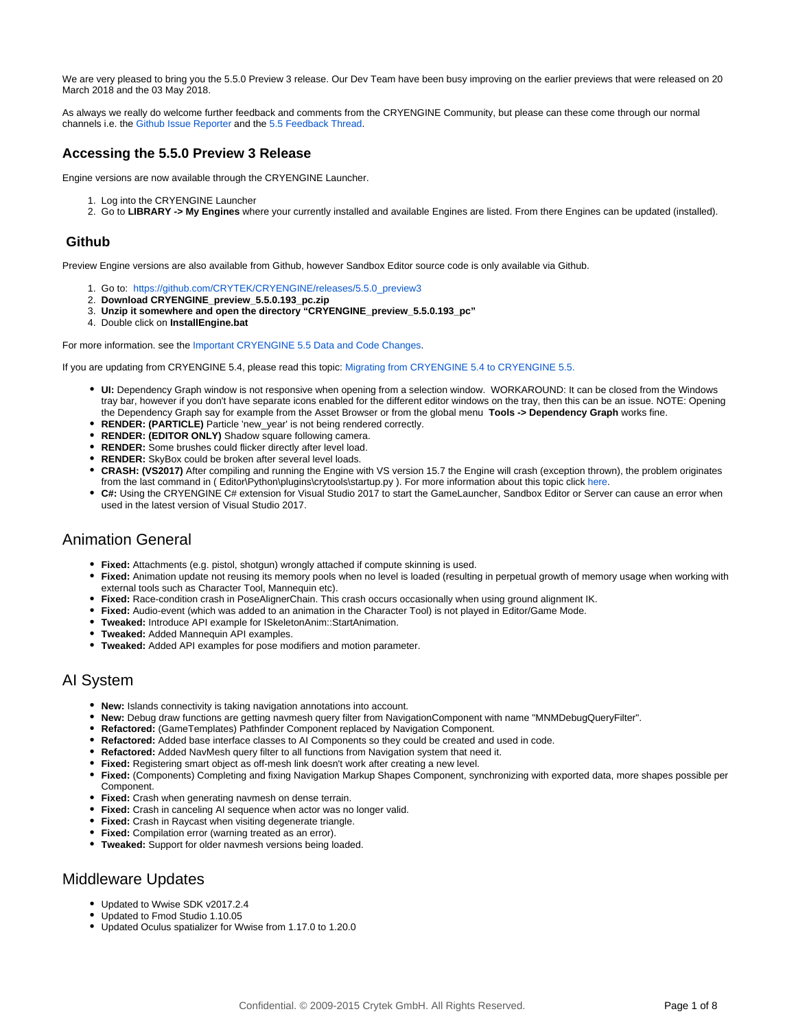We are very pleased to bring you the 5.5.0 Preview 3 release. Our Dev Team have been busy improving on the earlier previews that were released on 20 March 2018 and the 03 May 2018.

As always we really do welcome further feedback and comments from the CRYENGINE Community, but please can these come through our normal channels i.e. the Github Issue Reporter and the 5.5 Feedback Thread.

### Accessing the 5.5.0 Preview 3 Release

Engine versions are now available through the CRYENGINE Launcher.

1. Log into the CRYENGINE Launcher
2. Go to **LIBRARY -> My Engines** where your currently installed and available Engines are listed. From there Engines can be updated (installed).

### Github

Preview Engine versions are also available from Github, however Sandbox Editor source code is only available via Github.

1. Go to: https://github.com/CRYTEK/CRYENGINE/releases/5.5.0_preview3
2. **Download CRYENGINE_preview_5.5.0.193_pc.zip**
3. **Unzip it somewhere and open the directory "CRYENGINE_preview_5.5.0.193_pc"**
4. Double click on **InstallEngine.bat**

For more information. see the Important CRYENGINE 5.5 Data and Code Changes.

If you are updating from CRYENGINE 5.4, please read this topic: Migrating from CRYENGINE 5.4 to CRYENGINE 5.5.

- **UI:** Dependency Graph window is not responsive when opening from a selection window. WORKAROUND: It can be closed from the Windows tray bar, however if you don't have separate icons enabled for the different editor windows on the tray, then this can be an issue. NOTE: Opening the Dependency Graph say for example from the Asset Browser or from the global menu **Tools -> Dependency Graph** works fine.
- **RENDER: (PARTICLE)** Particle 'new_year' is not being rendered correctly.
- **RENDER: (EDITOR ONLY)** Shadow square following camera.
- **RENDER:** Some brushes could flicker directly after level load.
- **RENDER:** SkyBox could be broken after several level loads.
- **CRASH: (VS2017)** After compiling and running the Engine with VS version 15.7 the Engine will crash (exception thrown), the problem originates from the last command in ( Editor\Python\plugins\crytools\startup.py ). For more information about this topic click here.
- **C#:** Using the CRYENGINE C# extension for Visual Studio 2017 to start the GameLauncher, Sandbox Editor or Server can cause an error when used in the latest version of Visual Studio 2017.

## Animation General

- **Fixed:** Attachments (e.g. pistol, shotgun) wrongly attached if compute skinning is used.
- **Fixed:** Animation update not reusing its memory pools when no level is loaded (resulting in perpetual growth of memory usage when working with external tools such as Character Tool, Mannequin etc).
- **Fixed:** Race-condition crash in PoseAlignerChain. This crash occurs occasionally when using ground alignment IK.
- **Fixed:** Audio-event (which was added to an animation in the Character Tool) is not played in Editor/Game Mode.
- **Tweaked:** Introduce API example for ISkeletonAnim::StartAnimation.
- **Tweaked:** Added Mannequin API examples.
- **Tweaked:** Added API examples for pose modifiers and motion parameter.

## AI System

- **New:** Islands connectivity is taking navigation annotations into account.
- **New:** Debug draw functions are getting navmesh query filter from NavigationComponent with name "MNMDebugQueryFilter".
- **Refactored:** (GameTemplates) Pathfinder Component replaced by Navigation Component.
- **Refactored:** Added base interface classes to AI Components so they could be created and used in code.
- **Refactored:** Added NavMesh query filter to all functions from Navigation system that need it.
- **Fixed:** Registering smart object as off-mesh link doesn't work after creating a new level.
- **Fixed:** (Components) Completing and fixing Navigation Markup Shapes Component, synchronizing with exported data, more shapes possible per Component.
- **Fixed:** Crash when generating navmesh on dense terrain.
- **Fixed:** Crash in canceling AI sequence when actor was no longer valid.
- **Fixed:** Crash in Raycast when visiting degenerate triangle.
- **Fixed:** Compilation error (warning treated as an error).
- **Tweaked:** Support for older navmesh versions being loaded.

## Middleware Updates

- Updated to Wwise SDK v2017.2.4
- Updated to Fmod Studio 1.10.05
- Updated Oculus spatializer for Wwise from 1.17.0 to 1.20.0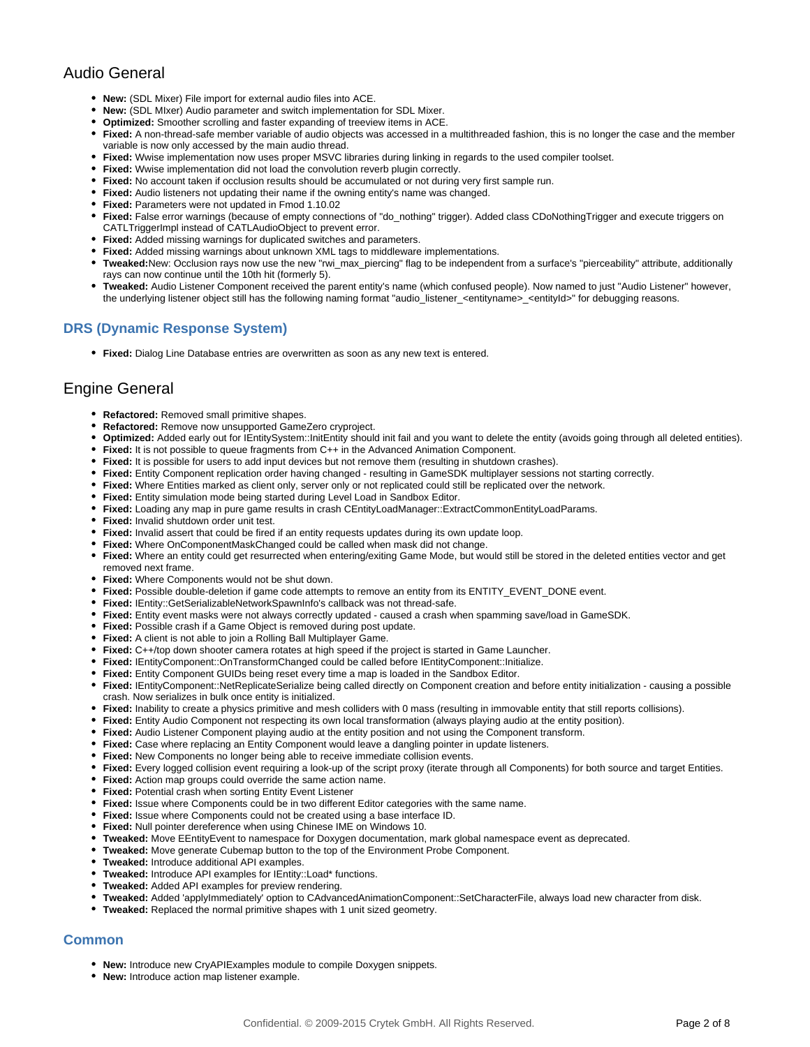## Audio General

- **New:** (SDL Mixer) File import for external audio files into ACE.
- **New:** (SDL MIxer) Audio parameter and switch implementation for SDL Mixer.
- **Optimized:** Smoother scrolling and faster expanding of treeview items in ACE.
- **Fixed:** A non-thread-safe member variable of audio objects was accessed in a multithreaded fashion, this is no longer the case and the member variable is now only accessed by the main audio thread.
- **Fixed:** Wwise implementation now uses proper MSVC libraries during linking in regards to the used compiler toolset.
- **Fixed:** Wwise implementation did not load the convolution reverb plugin correctly.
- **Fixed:** No account taken if occlusion results should be accumulated or not during very first sample run.
- **Fixed:** Audio listeners not updating their name if the owning entity's name was changed.
- **Fixed:** Parameters were not updated in Fmod 1.10.02
- **Fixed:** False error warnings (because of empty connections of "do_nothing" trigger). Added class CDoNothingTrigger and execute triggers on CATLTriggerImpl instead of CATLAudioObject to prevent error.
- **Fixed:** Added missing warnings for duplicated switches and parameters.
- **Fixed:** Added missing warnings about unknown XML tags to middleware implementations.
- **Tweaked:**New: Occlusion rays now use the new "rwi_max_piercing" flag to be independent from a surface's "pierceability" attribute, additionally rays can now continue until the 10th hit (formerly 5).
- **Tweaked:** Audio Listener Component received the parent entity's name (which confused people). Now named to just "Audio Listener" however, the underlying listener object still has the following naming format "audio_listener_<entityname>_<entityId>" for debugging reasons.

### DRS (Dynamic Response System)

- **Fixed:** Dialog Line Database entries are overwritten as soon as any new text is entered.

## Engine General

- **Refactored:** Removed small primitive shapes.
- **Refactored:** Remove now unsupported GameZero cryproject.
- **Optimized:** Added early out for IEntitySystem::InitEntity should init fail and you want to delete the entity (avoids going through all deleted entities).
- **Fixed:** It is not possible to queue fragments from C++ in the Advanced Animation Component.
- **Fixed:** It is possible for users to add input devices but not remove them (resulting in shutdown crashes).
- **Fixed:** Entity Component replication order having changed - resulting in GameSDK multiplayer sessions not starting correctly.
- **Fixed:** Where Entities marked as client only, server only or not replicated could still be replicated over the network.
- **Fixed:** Entity simulation mode being started during Level Load in Sandbox Editor.
- **Fixed:** Loading any map in pure game results in crash CEntityLoadManager::ExtractCommonEntityLoadParams.
- **Fixed:** Invalid shutdown order unit test.
- **Fixed:** Invalid assert that could be fired if an entity requests updates during its own update loop.
- **Fixed:** Where OnComponentMaskChanged could be called when mask did not change.
- **Fixed:** Where an entity could get resurrected when entering/exiting Game Mode, but would still be stored in the deleted entities vector and get removed next frame.
- **Fixed:** Where Components would not be shut down.
- **Fixed:** Possible double-deletion if game code attempts to remove an entity from its ENTITY_EVENT_DONE event.
- **Fixed:** IEntity::GetSerializableNetworkSpawnInfo's callback was not thread-safe.
- **Fixed:** Entity event masks were not always correctly updated - caused a crash when spamming save/load in GameSDK.
- **Fixed:** Possible crash if a Game Object is removed during post update.
- **Fixed:** A client is not able to join a Rolling Ball Multiplayer Game.
- **Fixed:** C++/top down shooter camera rotates at high speed if the project is started in Game Launcher.
- **Fixed:** IEntityComponent::OnTransformChanged could be called before IEntityComponent::Initialize.
- **Fixed:** Entity Component GUIDs being reset every time a map is loaded in the Sandbox Editor.
- **Fixed:** IEntityComponent::NetReplicateSerialize being called directly on Component creation and before entity initialization - causing a possible crash. Now serializes in bulk once entity is initialized.
- **Fixed:** Inability to create a physics primitive and mesh colliders with 0 mass (resulting in immovable entity that still reports collisions).
- **Fixed:** Entity Audio Component not respecting its own local transformation (always playing audio at the entity position).
- **Fixed:** Audio Listener Component playing audio at the entity position and not using the Component transform.
- **Fixed:** Case where replacing an Entity Component would leave a dangling pointer in update listeners.
- **Fixed:** New Components no longer being able to receive immediate collision events.
- **Fixed:** Every logged collision event requiring a look-up of the script proxy (iterate through all Components) for both source and target Entities.
- **Fixed:** Action map groups could override the same action name.
- **Fixed:** Potential crash when sorting Entity Event Listener
- **Fixed:** Issue where Components could be in two different Editor categories with the same name.
- **Fixed:** Issue where Components could not be created using a base interface ID.
- **Fixed:** Null pointer dereference when using Chinese IME on Windows 10.
- **Tweaked:** Move EEntityEvent to namespace for Doxygen documentation, mark global namespace event as deprecated.
- **Tweaked:** Move generate Cubemap button to the top of the Environment Probe Component.
- **Tweaked:** Introduce additional API examples.
- **Tweaked:** Introduce API examples for IEntity::Load* functions.
- **Tweaked:** Added API examples for preview rendering.
- **Tweaked:** Added 'applyImmediately' option to CAdvancedAnimationComponent::SetCharacterFile, always load new character from disk.
- **Tweaked:** Replaced the normal primitive shapes with 1 unit sized geometry.

### Common

- **New:** Introduce new CryAPIExamples module to compile Doxygen snippets.
- **New:** Introduce action map listener example.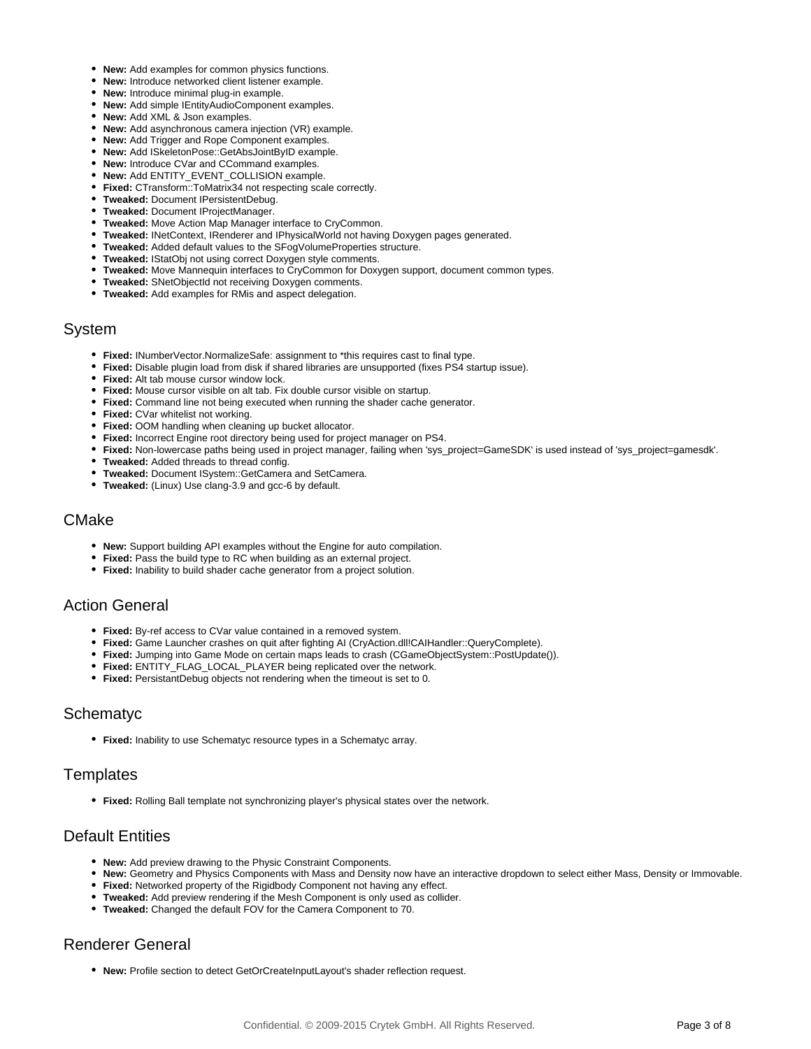- **New:** Add examples for common physics functions.
- **New:** Introduce networked client listener example.
- **New:** Introduce minimal plug-in example.
- **New:** Add simple IEntityAudioComponent examples.
- **New:** Add XML & Json examples.
- **New:** Add asynchronous camera injection (VR) example.
- **New:** Add Trigger and Rope Component examples.
- **New:** Add ISkeletonPose::GetAbsJointByID example.
- **New:** Introduce CVar and CCommand examples.
- **New:** Add ENTITY_EVENT_COLLISION example.
- **Fixed:** CTransform::ToMatrix34 not respecting scale correctly.
- **Tweaked:** Document IPersistentDebug.
- **Tweaked:** Document IProjectManager.
- **Tweaked:** Move Action Map Manager interface to CryCommon.
- **Tweaked:** INetContext, IRenderer and IPhysicalWorld not having Doxygen pages generated.
- **Tweaked:** Added default values to the SFogVolumeProperties structure.
- **Tweaked:** IStatObj not using correct Doxygen style comments.
- **Tweaked:** Move Mannequin interfaces to CryCommon for Doxygen support, document common types.
- **Tweaked:** SNetObjectId not receiving Doxygen comments.
- **Tweaked:** Add examples for RMis and aspect delegation.

## System

- **Fixed:** INumberVector.NormalizeSafe: assignment to *this requires cast to final type.
- **Fixed:** Disable plugin load from disk if shared libraries are unsupported (fixes PS4 startup issue).
- **Fixed:** Alt tab mouse cursor window lock.
- **Fixed:** Mouse cursor visible on alt tab. Fix double cursor visible on startup.
- **Fixed:** Command line not being executed when running the shader cache generator.
- **Fixed:** CVar whitelist not working.
- **Fixed:** OOM handling when cleaning up bucket allocator.
- **Fixed:** Incorrect Engine root directory being used for project manager on PS4.
- **Fixed:** Non-lowercase paths being used in project manager, failing when 'sys_project=GameSDK' is used instead of 'sys_project=gamesdk'.
- **Tweaked:** Added threads to thread config.
- **Tweaked:** Document ISystem::GetCamera and SetCamera.
- **Tweaked:** (Linux) Use clang-3.9 and gcc-6 by default.

## CMake

- **New:** Support building API examples without the Engine for auto compilation.
- **Fixed:** Pass the build type to RC when building as an external project.
- **Fixed:** Inability to build shader cache generator from a project solution.

## Action General

- **Fixed:** By-ref access to CVar value contained in a removed system.
- **Fixed:** Game Launcher crashes on quit after fighting AI (CryAction.dll!CAIHandler::QueryComplete).
- **Fixed:** Jumping into Game Mode on certain maps leads to crash (CGameObjectSystem::PostUpdate()).
- **Fixed:** ENTITY_FLAG_LOCAL_PLAYER being replicated over the network.
- **Fixed:** PersistantDebug objects not rendering when the timeout is set to 0.

## Schematyc

- **Fixed:** Inability to use Schematyc resource types in a Schematyc array.

## Templates

- **Fixed:** Rolling Ball template not synchronizing player's physical states over the network.

## Default Entities

- **New:** Add preview drawing to the Physic Constraint Components.
- **New:** Geometry and Physics Components with Mass and Density now have an interactive dropdown to select either Mass, Density or Immovable.
- **Fixed:** Networked property of the Rigidbody Component not having any effect.
- **Tweaked:** Add preview rendering if the Mesh Component is only used as collider.
- **Tweaked:** Changed the default FOV for the Camera Component to 70.

## Renderer General

- **New:** Profile section to detect GetOrCreateInputLayout's shader reflection request.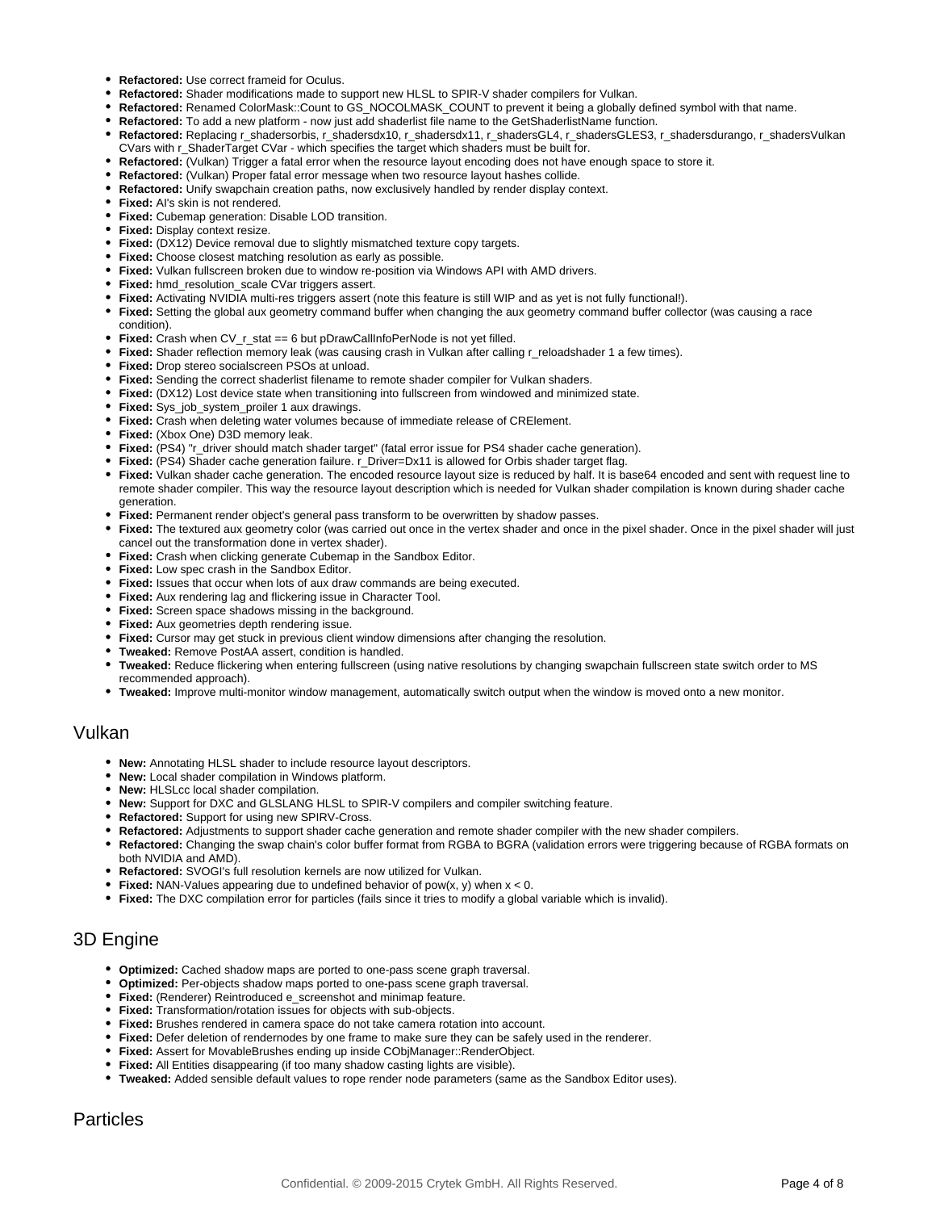- **Refactored:** Use correct frameid for Oculus.
- **Refactored:** Shader modifications made to support new HLSL to SPIR-V shader compilers for Vulkan.
- **Refactored:** Renamed ColorMask::Count to GS_NOCOLMASK_COUNT to prevent it being a globally defined symbol with that name.
- **Refactored:** To add a new platform - now just add shaderlist file name to the GetShaderlistName function.
- **Refactored:** Replacing r_shadersorbis, r_shadersdx10, r_shadersdx11, r_shadersGL4, r_shadersGLES3, r_shadersdurango, r_shadersVulkan CVars with r_ShaderTarget CVar - which specifies the target which shaders must be built for.
- **Refactored:** (Vulkan) Trigger a fatal error when the resource layout encoding does not have enough space to store it.
- **Refactored:** (Vulkan) Proper fatal error message when two resource layout hashes collide.
- **Refactored:** Unify swapchain creation paths, now exclusively handled by render display context.
- **Fixed:** AI's skin is not rendered.
- **Fixed:** Cubemap generation: Disable LOD transition.
- **Fixed:** Display context resize.
- **Fixed:** (DX12) Device removal due to slightly mismatched texture copy targets.
- **Fixed:** Choose closest matching resolution as early as possible.
- **Fixed:** Vulkan fullscreen broken due to window re-position via Windows API with AMD drivers.
- **Fixed:** hmd_resolution_scale CVar triggers assert.
- **Fixed:** Activating NVIDIA multi-res triggers assert (note this feature is still WIP and as yet is not fully functional!).
- **Fixed:** Setting the global aux geometry command buffer when changing the aux geometry command buffer collector (was causing a race condition).
- **Fixed:** Crash when CV_r_stat == 6 but pDrawCallInfoPerNode is not yet filled.
- **Fixed:** Shader reflection memory leak (was causing crash in Vulkan after calling r_reloadshader 1 a few times).
- **Fixed:** Drop stereo socialscreen PSOs at unload.
- **Fixed:** Sending the correct shaderlist filename to remote shader compiler for Vulkan shaders.
- **Fixed:** (DX12) Lost device state when transitioning into fullscreen from windowed and minimized state.
- **Fixed:** Sys_job_system_proiler 1 aux drawings.
- **Fixed:** Crash when deleting water volumes because of immediate release of CREElement.
- **Fixed:** (Xbox One) D3D memory leak.
- **Fixed:** (PS4) "r_driver should match shader target" (fatal error issue for PS4 shader cache generation).
- **Fixed:** (PS4) Shader cache generation failure. r_Driver=Dx11 is allowed for Orbis shader target flag.
- **Fixed:** Vulkan shader cache generation. The encoded resource layout size is reduced by half. It is base64 encoded and sent with request line to remote shader compiler. This way the resource layout description which is needed for Vulkan shader compilation is known during shader cache generation.
- **Fixed:** Permanent render object's general pass transform to be overwritten by shadow passes.
- **Fixed:** The textured aux geometry color (was carried out once in the vertex shader and once in the pixel shader. Once in the pixel shader will just cancel out the transformation done in vertex shader).
- **Fixed:** Crash when clicking generate Cubemap in the Sandbox Editor.
- **Fixed:** Low spec crash in the Sandbox Editor.
- **Fixed:** Issues that occur when lots of aux draw commands are being executed.
- **Fixed:** Aux rendering lag and flickering issue in Character Tool.
- **Fixed:** Screen space shadows missing in the background.
- **Fixed:** Aux geometries depth rendering issue.
- **Fixed:** Cursor may get stuck in previous client window dimensions after changing the resolution.
- **Tweaked:** Remove PostAA assert, condition is handled.
- **Tweaked:** Reduce flickering when entering fullscreen (using native resolutions by changing swapchain fullscreen state switch order to MS recommended approach).
- **Tweaked:** Improve multi-monitor window management, automatically switch output when the window is moved onto a new monitor.

## Vulkan

- **New:** Annotating HLSL shader to include resource layout descriptors.
- **New:** Local shader compilation in Windows platform.
- **New:** HLSLcc local shader compilation.
- **New:** Support for DXC and GLSLANG HLSL to SPIR-V compilers and compiler switching feature.
- **Refactored:** Support for using new SPIRV-Cross.
- **Refactored:** Adjustments to support shader cache generation and remote shader compiler with the new shader compilers.
- **Refactored:** Changing the swap chain's color buffer format from RGBA to BGRA (validation errors were triggering because of RGBA formats on both NVIDIA and AMD).
- **Refactored:** SVOGI's full resolution kernels are now utilized for Vulkan.
- **Fixed:** NAN-Values appearing due to undefined behavior of pow(x, y) when x < 0.
- **Fixed:** The DXC compilation error for particles (fails since it tries to modify a global variable which is invalid).

## 3D Engine

- **Optimized:** Cached shadow maps are ported to one-pass scene graph traversal.
- **Optimized:** Per-objects shadow maps ported to one-pass scene graph traversal.
- **Fixed:** (Renderer) Reintroduced e_screenshot and minimap feature.
- **Fixed:** Transformation/rotation issues for objects with sub-objects.
- **Fixed:** Brushes rendered in camera space do not take camera rotation into account.
- **Fixed:** Defer deletion of rendernodes by one frame to make sure they can be safely used in the renderer.
- **Fixed:** Assert for MovableBrushes ending up inside CObjManager::RenderObject.
- **Fixed:** All Entities disappearing (if too many shadow casting lights are visible).
- **Tweaked:** Added sensible default values to rope render node parameters (same as the Sandbox Editor uses).

## Particles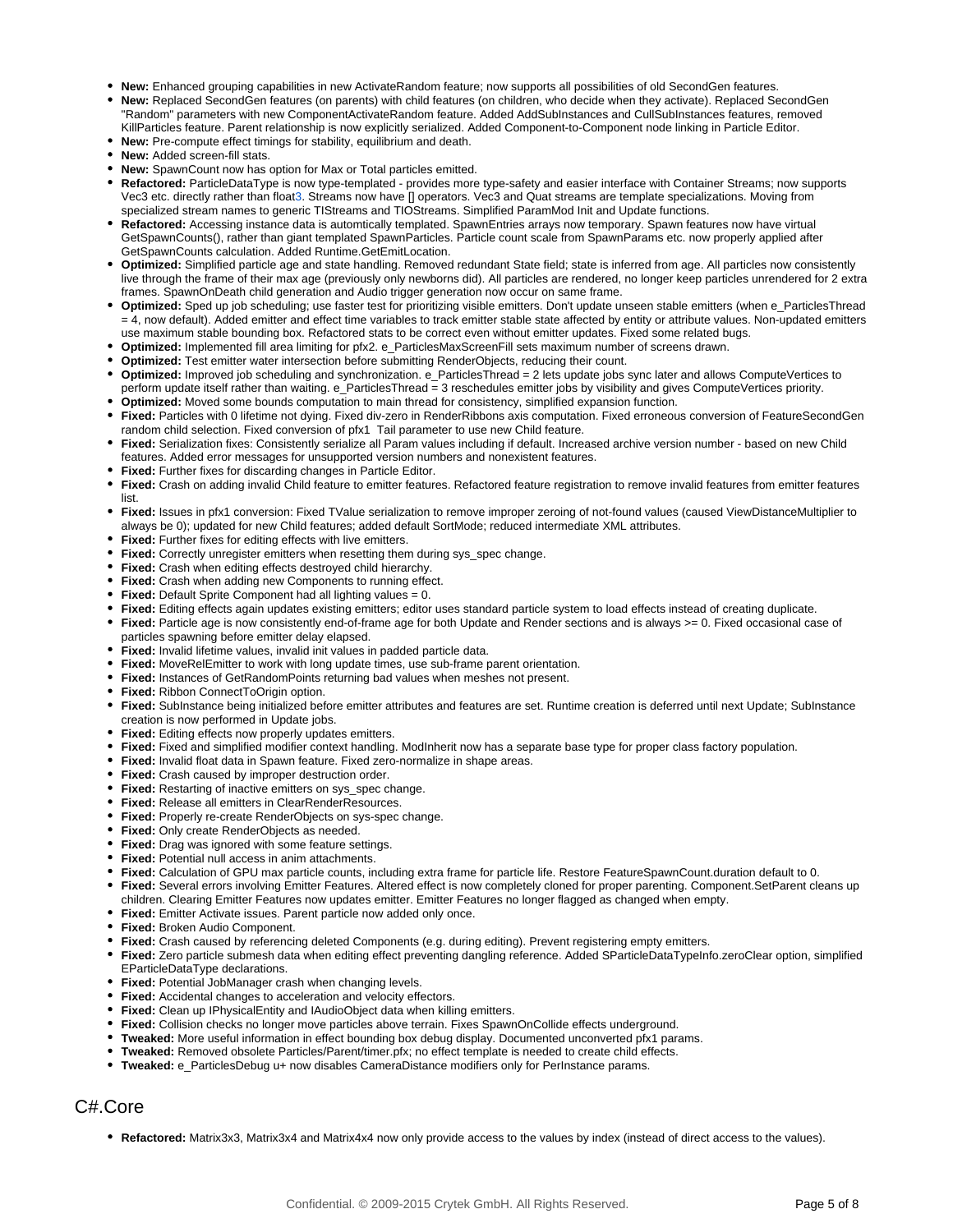- **New:** Enhanced grouping capabilities in new ActivateRandom feature; now supports all possibilities of old SecondGen features.
- **New:** Replaced SecondGen features (on parents) with child features (on children, who decide when they activate). Replaced SecondGen "Random" parameters with new ComponentActivateRandom feature. Added AddSubInstances and CullSubInstances features, removed KillParticles feature. Parent relationship is now explicitly serialized. Added Component-to-Component node linking in Particle Editor.
- **New:** Pre-compute effect timings for stability, equilibrium and death.
- **New:** Added screen-fill stats.
- **New:** SpawnCount now has option for Max or Total particles emitted.
- **Refactored:** ParticleDataType is now type-templated - provides more type-safety and easier interface with Container Streams; now supports Vec3 etc. directly rather than float3. Streams now have [] operators. Vec3 and Quat streams are template specializations. Moving from specialized stream names to generic TIStreams and TIOStreams. Simplified ParamMod Init and Update functions.
- **Refactored:** Accessing instance data is automtically templated. SpawnEntries arrays now temporary. Spawn features now have virtual GetSpawnCounts(), rather than giant templated SpawnParticles. Particle count scale from SpawnParams etc. now properly applied after GetSpawnCounts calculation. Added Runtime.GetEmitLocation.
- **Optimized:** Simplified particle age and state handling. Removed redundant State field; state is inferred from age. All particles now consistently live through the frame of their max age (previously only newborns did). All particles are rendered, no longer keep particles unrendered for 2 extra frames. SpawnOnDeath child generation and Audio trigger generation now occur on same frame.
- **Optimized:** Sped up job scheduling; use faster test for prioritizing visible emitters. Don't update unseen stable emitters (when e_ParticlesThread = 4, now default). Added emitter and effect time variables to track emitter stable state affected by entity or attribute values. Non-updated emitters use maximum stable bounding box. Refactored stats to be correct even without emitter updates. Fixed some related bugs.
- **Optimized:** Implemented fill area limiting for pfx2. e_ParticlesMaxScreenFill sets maximum number of screens drawn.
- **Optimized:** Test emitter water intersection before submitting RenderObjects, reducing their count.
- **Optimized:** Improved job scheduling and synchronization. e_ParticlesThread = 2 lets update jobs sync later and allows ComputeVertices to perform update itself rather than waiting. e_ParticlesThread = 3 reschedules emitter jobs by visibility and gives ComputeVertices priority.
- **Optimized:** Moved some bounds computation to main thread for consistency, simplified expansion function.
- **Fixed:** Particles with 0 lifetime not dying. Fixed div-zero in RenderRibbons axis computation. Fixed erroneous conversion of FeatureSecondGen random child selection. Fixed conversion of pfx1 Tail parameter to use new Child feature.
- **Fixed:** Serialization fixes: Consistently serialize all Param values including if default. Increased archive version number - based on new Child features. Added error messages for unsupported version numbers and nonexistent features.
- **Fixed:** Further fixes for discarding changes in Particle Editor.
- **Fixed:** Crash on adding invalid Child feature to emitter features. Refactored feature registration to remove invalid features from emitter features list.
- **Fixed:** Issues in pfx1 conversion: Fixed TValue serialization to remove improper zeroing of not-found values (caused ViewDistanceMultiplier to always be 0); updated for new Child features; added default SortMode; reduced intermediate XML attributes.
- **Fixed:** Further fixes for editing effects with live emitters.
- **Fixed:** Correctly unregister emitters when resetting them during sys_spec change.
- **Fixed:** Crash when editing effects destroyed child hierarchy.
- **Fixed:** Crash when adding new Components to running effect.
- **Fixed:** Default Sprite Component had all lighting values = 0.
- **Fixed:** Editing effects again updates existing emitters; editor uses standard particle system to load effects instead of creating duplicate.
- **Fixed:** Particle age is now consistently end-of-frame age for both Update and Render sections and is always >= 0. Fixed occasional case of particles spawning before emitter delay elapsed.
- **Fixed:** Invalid lifetime values, invalid init values in padded particle data.
- **Fixed:** MoveRelEmitter to work with long update times, use sub-frame parent orientation.
- **Fixed:** Instances of GetRandomPoints returning bad values when meshes not present.
- **Fixed:** Ribbon ConnectToOrigin option.
- **Fixed:** SubInstance being initialized before emitter attributes and features are set. Runtime creation is deferred until next Update; SubInstance creation is now performed in Update jobs.
- **Fixed:** Editing effects now properly updates emitters.
- **Fixed:** Fixed and simplified modifier context handling. ModInherit now has a separate base type for proper class factory population.
- **Fixed:** Invalid float data in Spawn feature. Fixed zero-normalize in shape areas.
- **Fixed:** Crash caused by improper destruction order.
- **Fixed:** Restarting of inactive emitters on sys_spec change.
- **Fixed:** Release all emitters in ClearRenderResources.
- **Fixed:** Properly re-create RenderObjects on sys-spec change.
- **Fixed:** Only create RenderObjects as needed.
- **Fixed:** Drag was ignored with some feature settings.
- **Fixed:** Potential null access in anim attachments.
- **Fixed:** Calculation of GPU max particle counts, including extra frame for particle life. Restore FeatureSpawnCount.duration default to 0.
- **Fixed:** Several errors involving Emitter Features. Altered effect is now completely cloned for proper parenting. Component.SetParent cleans up children. Clearing Emitter Features now updates emitter. Emitter Features no longer flagged as changed when empty.
- **Fixed:** Emitter Activate issues. Parent particle now added only once.
- **Fixed:** Broken Audio Component.
- **Fixed:** Crash caused by referencing deleted Components (e.g. during editing). Prevent registering empty emitters.
- **Fixed:** Zero particle submesh data when editing effect preventing dangling reference. Added SParticleDataTypeInfo.zeroClear option, simplified EParticleDataType declarations.
- **Fixed:** Potential JobManager crash when changing levels.
- **Fixed:** Accidental changes to acceleration and velocity effectors.
- **Fixed:** Clean up IPhysicalEntity and IAudioObject data when killing emitters.
- **Fixed:** Collision checks no longer move particles above terrain. Fixes SpawnOnCollide effects underground.
- **Tweaked:** More useful information in effect bounding box debug display. Documented unconverted pfx1 params.
- **Tweaked:** Removed obsolete Particles/Parent/timer.pfx; no effect template is needed to create child effects.
- **Tweaked:** e_ParticlesDebug u+ now disables CameraDistance modifiers only for PerInstance params.

## C#.Core

- **Refactored:** Matrix3x3, Matrix3x4 and Matrix4x4 now only provide access to the values by index (instead of direct access to the values).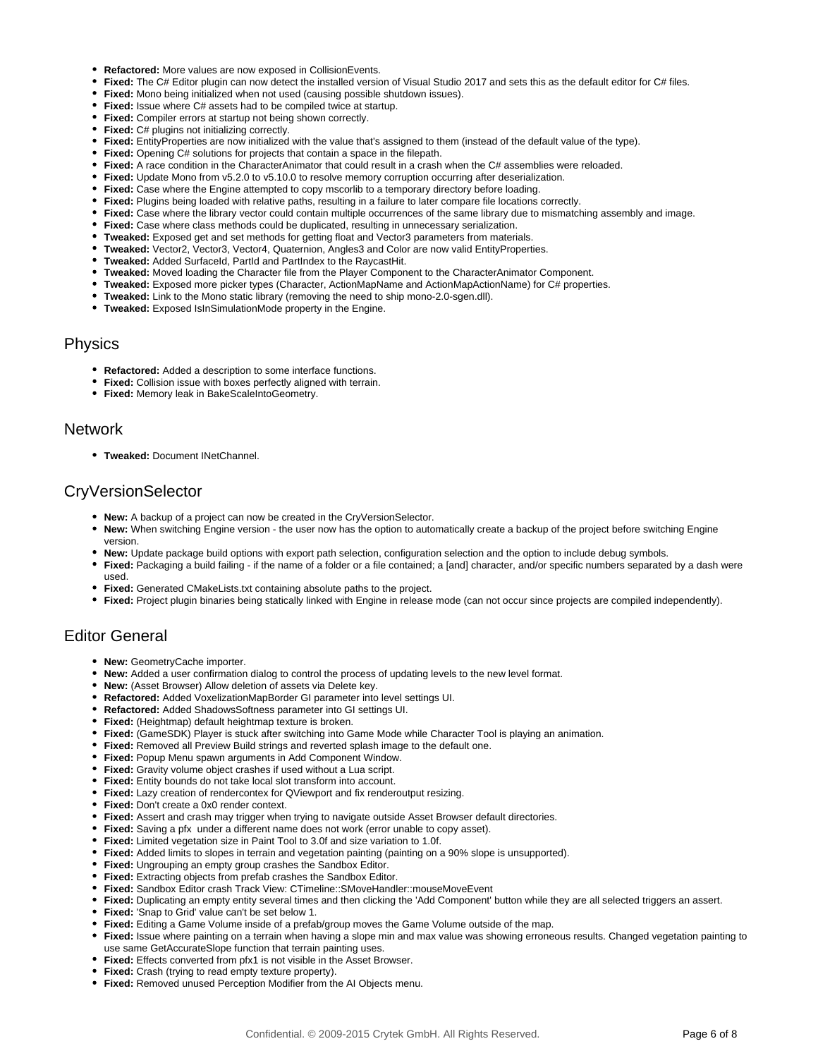- **Refactored:** More values are now exposed in CollisionEvents.
- **Fixed:** The C# Editor plugin can now detect the installed version of Visual Studio 2017 and sets this as the default editor for C# files.
- **Fixed:** Mono being initialized when not used (causing possible shutdown issues).
- **Fixed:** Issue where C# assets had to be compiled twice at startup.
- **Fixed:** Compiler errors at startup not being shown correctly.
- **Fixed:** C# plugins not initializing correctly.
- **Fixed:** EntityProperties are now initialized with the value that's assigned to them (instead of the default value of the type).
- **Fixed:** Opening C# solutions for projects that contain a space in the filepath.
- **Fixed:** A race condition in the CharacterAnimator that could result in a crash when the C# assemblies were reloaded.
- **Fixed:** Update Mono from v5.2.0 to v5.10.0 to resolve memory corruption occurring after deserialization.
- **Fixed:** Case where the Engine attempted to copy mscorlib to a temporary directory before loading.
- **Fixed:** Plugins being loaded with relative paths, resulting in a failure to later compare file locations correctly.
- **Fixed:** Case where the library vector could contain multiple occurrences of the same library due to mismatching assembly and image.
- **Fixed:** Case where class methods could be duplicated, resulting in unnecessary serialization.
- **Tweaked:** Exposed get and set methods for getting float and Vector3 parameters from materials.
- **Tweaked:** Vector2, Vector3, Vector4, Quaternion, Angles3 and Color are now valid EntityProperties.
- **Tweaked:** Added SurfaceId, PartId and PartIndex to the RaycastHit.
- **Tweaked:** Moved loading the Character file from the Player Component to the CharacterAnimator Component.
- **Tweaked:** Exposed more picker types (Character, ActionMapName and ActionMapActionName) for C# properties.
- **Tweaked:** Link to the Mono static library (removing the need to ship mono-2.0-sgen.dll).
- **Tweaked:** Exposed IsInSimulationMode property in the Engine.

## Physics

- **Refactored:** Added a description to some interface functions.
- **Fixed:** Collision issue with boxes perfectly aligned with terrain.
- **Fixed:** Memory leak in BakeScaleIntoGeometry.

## Network

- **Tweaked:** Document INetChannel.

## CryVersionSelector

- **New:** A backup of a project can now be created in the CryVersionSelector.
- **New:** When switching Engine version - the user now has the option to automatically create a backup of the project before switching Engine version.
- **New:** Update package build options with export path selection, configuration selection and the option to include debug symbols.
- **Fixed:** Packaging a build failing - if the name of a folder or a file contained; a [and] character, and/or specific numbers separated by a dash were used.
- **Fixed:** Generated CMakeLists.txt containing absolute paths to the project.
- **Fixed:** Project plugin binaries being statically linked with Engine in release mode (can not occur since projects are compiled independently).

## Editor General

- **New:** GeometryCache importer.
- **New:** Added a user confirmation dialog to control the process of updating levels to the new level format.
- **New:** (Asset Browser) Allow deletion of assets via Delete key.
- **Refactored:** Added VoxelizationMapBorder GI parameter into level settings UI.
- **Refactored:** Added ShadowsSoftness parameter into GI settings UI.
- **Fixed:** (Heightmap) default heightmap texture is broken.
- **Fixed:** (GameSDK) Player is stuck after switching into Game Mode while Character Tool is playing an animation.
- **Fixed:** Removed all Preview Build strings and reverted splash image to the default one.
- **Fixed:** Popup Menu spawn arguments in Add Component Window.
- **Fixed:** Gravity volume object crashes if used without a Lua script.
- **Fixed:** Entity bounds do not take local slot transform into account.
- **Fixed:** Lazy creation of rendercontex for QViewport and fix renderoutput resizing.
- **Fixed:** Don't create a 0x0 render context.
- **Fixed:** Assert and crash may trigger when trying to navigate outside Asset Browser default directories.
- **Fixed:** Saving a pfx under a different name does not work (error unable to copy asset).
- **Fixed:** Limited vegetation size in Paint Tool to 3.0f and size variation to 1.0f.
- **Fixed:** Added limits to slopes in terrain and vegetation painting (painting on a 90% slope is unsupported).
- **Fixed:** Ungrouping an empty group crashes the Sandbox Editor.
- **Fixed:** Extracting objects from prefab crashes the Sandbox Editor.
- **Fixed:** Sandbox Editor crash Track View: CTimeline::SMoveHandler::mouseMoveEvent
- **Fixed:** Duplicating an empty entity several times and then clicking the 'Add Component' button while they are all selected triggers an assert.
- **Fixed:** 'Snap to Grid' value can't be set below 1.
- **Fixed:** Editing a Game Volume inside of a prefab/group moves the Game Volume outside of the map.
- **Fixed:** Issue where painting on a terrain when having a slope min and max value was showing erroneous results. Changed vegetation painting to use same GetAccurateSlope function that terrain painting uses.
- **Fixed:** Effects converted from pfx1 is not visible in the Asset Browser.
- **Fixed:** Crash (trying to read empty texture property).
- **Fixed:** Removed unused Perception Modifier from the AI Objects menu.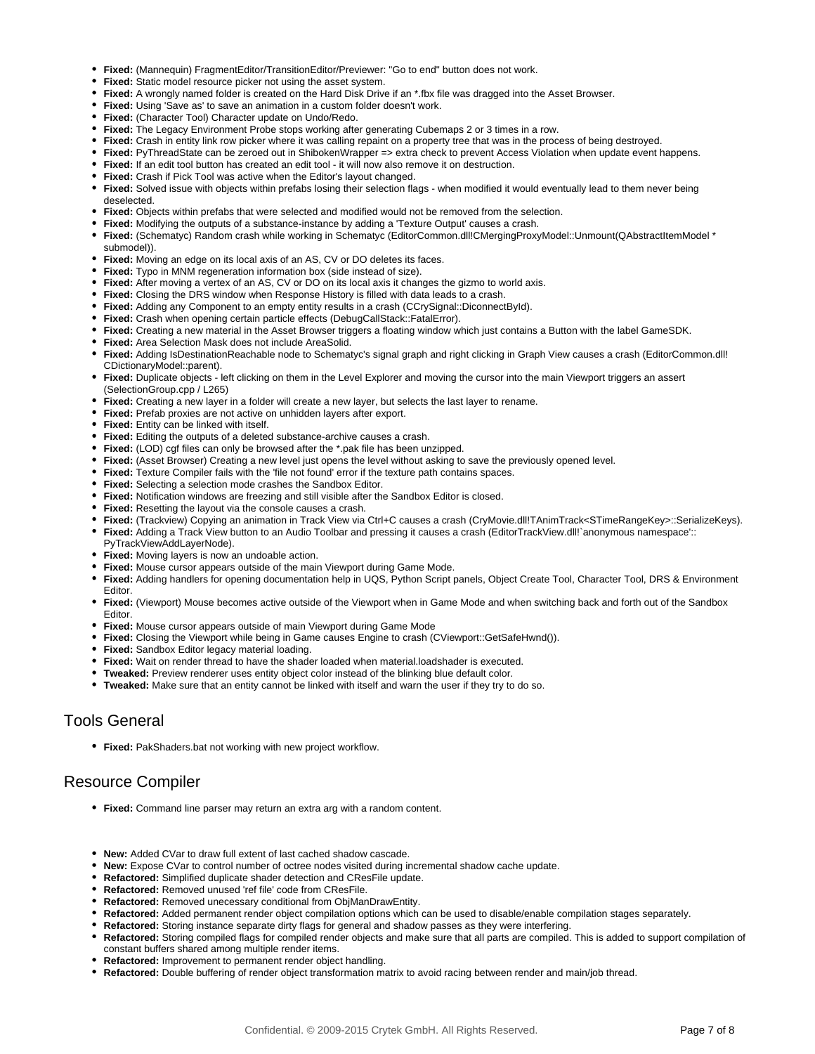- **Fixed:** (Mannequin) FragmentEditor/TransitionEditor/Previewer: "Go to end" button does not work.
- **Fixed:** Static model resource picker not using the asset system.
- **Fixed:** A wrongly named folder is created on the Hard Disk Drive if an *.fbx file was dragged into the Asset Browser.
- **Fixed:** Using 'Save as' to save an animation in a custom folder doesn't work.
- **Fixed:** (Character Tool) Character update on Undo/Redo.
- **Fixed:** The Legacy Environment Probe stops working after generating Cubemaps 2 or 3 times in a row.
- **Fixed:** Crash in entity link row picker where it was calling repaint on a property tree that was in the process of being destroyed.
- **Fixed:** PyThreadState can be zeroed out in ShibokenWrapper => extra check to prevent Access Violation when update event happens.
- **Fixed:** If an edit tool button has created an edit tool - it will now also remove it on destruction.
- **Fixed:** Crash if Pick Tool was active when the Editor's layout changed.
- **Fixed:** Solved issue with objects within prefabs losing their selection flags - when modified it would eventually lead to them never being deselected.
- **Fixed:** Objects within prefabs that were selected and modified would not be removed from the selection.
- **Fixed:** Modifying the outputs of a substance-instance by adding a 'Texture Output' causes a crash.
- **Fixed:** (Schematyc) Random crash while working in Schematyc (EditorCommon.dll!CMergingProxyModel::Unmount(QAbstractItemModel * submodel)).
- **Fixed:** Moving an edge on its local axis of an AS, CV or DO deletes its faces.
- **Fixed:** Typo in MNM regeneration information box (side instead of size).
- **Fixed:** After moving a vertex of an AS, CV or DO on its local axis it changes the gizmo to world axis.
- **Fixed:** Closing the DRS window when Response History is filled with data leads to a crash.
- **Fixed:** Adding any Component to an empty entity results in a crash (CCrySignal::DiconnectById).
- **Fixed:** Crash when opening certain particle effects (DebugCallStack::FatalError).
- **Fixed:** Creating a new material in the Asset Browser triggers a floating window which just contains a Button with the label GameSDK.
- **Fixed:** Area Selection Mask does not include AreaSolid.
- **Fixed:** Adding IsDestinationReachable node to Schematyc's signal graph and right clicking in Graph View causes a crash (EditorCommon.dll! CDictionaryModel::parent).
- **Fixed:** Duplicate objects - left clicking on them in the Level Explorer and moving the cursor into the main Viewport triggers an assert (SelectionGroup.cpp / L265)
- **Fixed:** Creating a new layer in a folder will create a new layer, but selects the last layer to rename.
- **Fixed:** Prefab proxies are not active on unhidden layers after export.
- **Fixed:** Entity can be linked with itself.
- **Fixed:** Editing the outputs of a deleted substance-archive causes a crash.
- **Fixed:** (LOD) cgf files can only be browsed after the *.pak file has been unzipped.
- **Fixed:** (Asset Browser) Creating a new level just opens the level without asking to save the previously opened level.
- **Fixed:** Texture Compiler fails with the 'file not found' error if the texture path contains spaces.
- **Fixed:** Selecting a selection mode crashes the Sandbox Editor.
- **Fixed:** Notification windows are freezing and still visible after the Sandbox Editor is closed.
- **Fixed:** Resetting the layout via the console causes a crash.
- **Fixed:** (Trackview) Copying an animation in Track View via Ctrl+C causes a crash (CryMovie.dll!TAnimTrack<STimeRangeKey>::SerializeKeys).
- **Fixed:** Adding a Track View button to an Audio Toolbar and pressing it causes a crash (EditorTrackView.dll!`anonymous namespace':: PyTrackViewAddLayerNode).
- **Fixed:** Moving layers is now an undoable action.
- **Fixed:** Mouse cursor appears outside of the main Viewport during Game Mode.
- **Fixed:** Adding handlers for opening documentation help in UQS, Python Script panels, Object Create Tool, Character Tool, DRS & Environment Editor.
- **Fixed:** (Viewport) Mouse becomes active outside of the Viewport when in Game Mode and when switching back and forth out of the Sandbox Editor.
- **Fixed:** Mouse cursor appears outside of main Viewport during Game Mode
- **Fixed:** Closing the Viewport while being in Game causes Engine to crash (CViewport::GetSafeHwnd()).
- **Fixed:** Sandbox Editor legacy material loading.
- **Fixed:** Wait on render thread to have the shader loaded when material.loadshader is executed.
- **Tweaked:** Preview renderer uses entity object color instead of the blinking blue default color.
- **Tweaked:** Make sure that an entity cannot be linked with itself and warn the user if they try to do so.

## Tools General

- **Fixed:** PakShaders.bat not working with new project workflow.

## Resource Compiler

- **Fixed:** Command line parser may return an extra arg with a random content.

- **New:** Added CVar to draw full extent of last cached shadow cascade.
- **New:** Expose CVar to control number of octree nodes visited during incremental shadow cache update.
- **Refactored:** Simplified duplicate shader detection and CResFile update.
- **Refactored:** Removed unused 'ref file' code from CResFile.
- **Refactored:** Removed unecessary conditional from ObjManDrawEntity.
- **Refactored:** Added permanent render object compilation options which can be used to disable/enable compilation stages separately.
- **Refactored:** Storing instance separate dirty flags for general and shadow passes as they were interfering.
- **Refactored:** Storing compiled flags for compiled render objects and make sure that all parts are compiled. This is added to support compilation of constant buffers shared among multiple render items.
- **Refactored:** Improvement to permanent render object handling.
- **Refactored:** Double buffering of render object transformation matrix to avoid racing between render and main/job thread.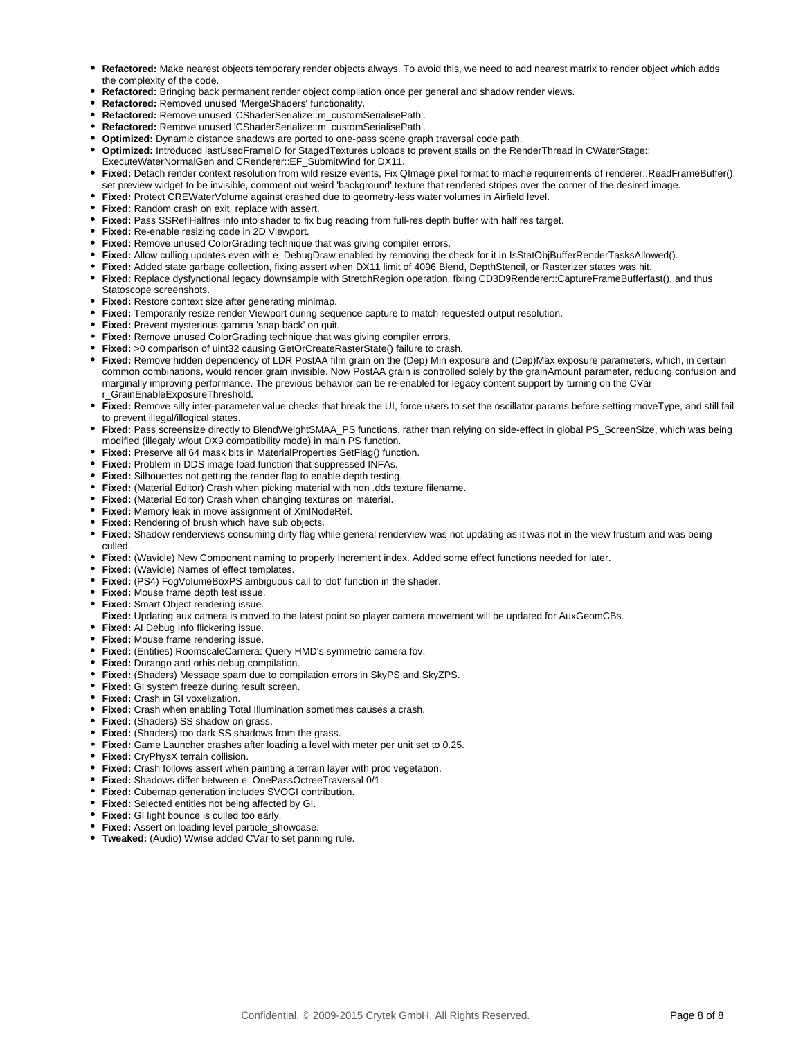- **Refactored:** Make nearest objects temporary render objects always. To avoid this, we need to add nearest matrix to render object which adds the complexity of the code.
- **Refactored:** Bringing back permanent render object compilation once per general and shadow render views.
- **Refactored:** Removed unused 'MergeShaders' functionality.
- **Refactored:** Remove unused 'CShaderSerialize::m_customSerialisePath'.
- **Refactored:** Remove unused 'CShaderSerialize::m_customSerialisePath'.
- **Optimized:** Dynamic distance shadows are ported to one-pass scene graph traversal code path.
- **Optimized:** Introduced lastUsedFrameID for StagedTextures uploads to prevent stalls on the RenderThread in CWaterStage:: ExecuteWaterNormalGen and CRenderer::EF_SubmitWind for DX11.
- **Fixed:** Detach render context resolution from wild resize events, Fix QImage pixel format to mache requirements of renderer::ReadFrameBuffer(), set preview widget to be invisible, comment out weird 'background' texture that rendered stripes over the corner of the desired image.
- **Fixed:** Protect CREWaterVolume against crashed due to geometry-less water volumes in Airfield level.
- **Fixed:** Random crash on exit, replace with assert.
- **Fixed:** Pass SSReflHalfres info into shader to fix bug reading from full-res depth buffer with half res target.
- **Fixed:** Re-enable resizing code in 2D Viewport.
- **Fixed:** Remove unused ColorGrading technique that was giving compiler errors.
- **Fixed:** Allow culling updates even with e_DebugDraw enabled by removing the check for it in IsStatObjBufferRenderTasksAllowed().
- **Fixed:** Added state garbage collection, fixing assert when DX11 limit of 4096 Blend, DepthStencil, or Rasterizer states was hit.
- **Fixed:** Replace dysfynctional legacy downsample with StretchRegion operation, fixing CD3D9Renderer::CaptureFrameBufferfast(), and thus Statoscope screenshots.
- **Fixed:** Restore context size after generating minimap.
- **Fixed:** Temporarily resize render Viewport during sequence capture to match requested output resolution.
- **Fixed:** Prevent mysterious gamma 'snap back' on quit.
- **Fixed:** Remove unused ColorGrading technique that was giving compiler errors.
- **Fixed:** >0 comparison of uint32 causing GetOrCreateRasterState() failure to crash.
- **Fixed:** Remove hidden dependency of LDR PostAA film grain on the (Dep) Min exposure and (Dep)Max exposure parameters, which, in certain common combinations, would render grain invisible. Now PostAA grain is controlled solely by the grainAmount parameter, reducing confusion and marginally improving performance. The previous behavior can be re-enabled for legacy content support by turning on the CVar r_GrainEnableExposureThreshold.
- **Fixed:** Remove silly inter-parameter value checks that break the UI, force users to set the oscillator params before setting moveType, and still fail to prevent illegal/illogical states.
- **Fixed:** Pass screensize directly to BlendWeightSMAA_PS functions, rather than relying on side-effect in global PS_ScreenSize, which was being modified (illegaly w/out DX9 compatibility mode) in main PS function.
- **Fixed:** Preserve all 64 mask bits in MaterialProperties SetFlag() function.
- **Fixed:** Problem in DDS image load function that suppressed INFAs.
- **Fixed:** Silhouettes not getting the render flag to enable depth testing.
- **Fixed:** (Material Editor) Crash when picking material with non .dds texture filename.
- **Fixed:** (Material Editor) Crash when changing textures on material.
- **Fixed:** Memory leak in move assignment of XmlNodeRef.
- **Fixed:** Rendering of brush which have sub objects.
- **Fixed:** Shadow renderviews consuming dirty flag while general renderview was not updating as it was not in the view frustum and was being culled.
- **Fixed:** (Wavicle) New Component naming to properly increment index. Added some effect functions needed for later.
- **Fixed:** (Wavicle) Names of effect templates.
- **Fixed:** (PS4) FogVolumeBoxPS ambiguous call to 'dot' function in the shader.
- **Fixed:** Mouse frame depth test issue.
- **Fixed:** Smart Object rendering issue.
  **Fixed:** Updating aux camera is moved to the latest point so player camera movement will be updated for AuxGeomCBs.
- **Fixed:** AI Debug Info flickering issue.
- **Fixed:** Mouse frame rendering issue.
- **Fixed:** (Entities) RoomscaleCamera: Query HMD's symmetric camera fov.
- **Fixed:** Durango and orbis debug compilation.
- **Fixed:** (Shaders) Message spam due to compilation errors in SkyPS and SkyZPS.
- **Fixed:** GI system freeze during result screen.
- **Fixed:** Crash in GI voxelization.
- **Fixed:** Crash when enabling Total Illumination sometimes causes a crash.
- **Fixed:** (Shaders) SS shadow on grass.
- **Fixed:** (Shaders) too dark SS shadows from the grass.
- **Fixed:** Game Launcher crashes after loading a level with meter per unit set to 0.25.
- **Fixed:** CryPhysX terrain collision.
- **Fixed:** Crash follows assert when painting a terrain layer with proc vegetation.
- **Fixed:** Shadows differ between e_OnePassOctreeTraversal 0/1.
- **Fixed:** Cubemap generation includes SVOGI contribution.
- **Fixed:** Selected entities not being affected by GI.
- **Fixed:** GI light bounce is culled too early.
- **Fixed:** Assert on loading level particle_showcase.
- **Tweaked:** (Audio) Wwise added CVar to set panning rule.